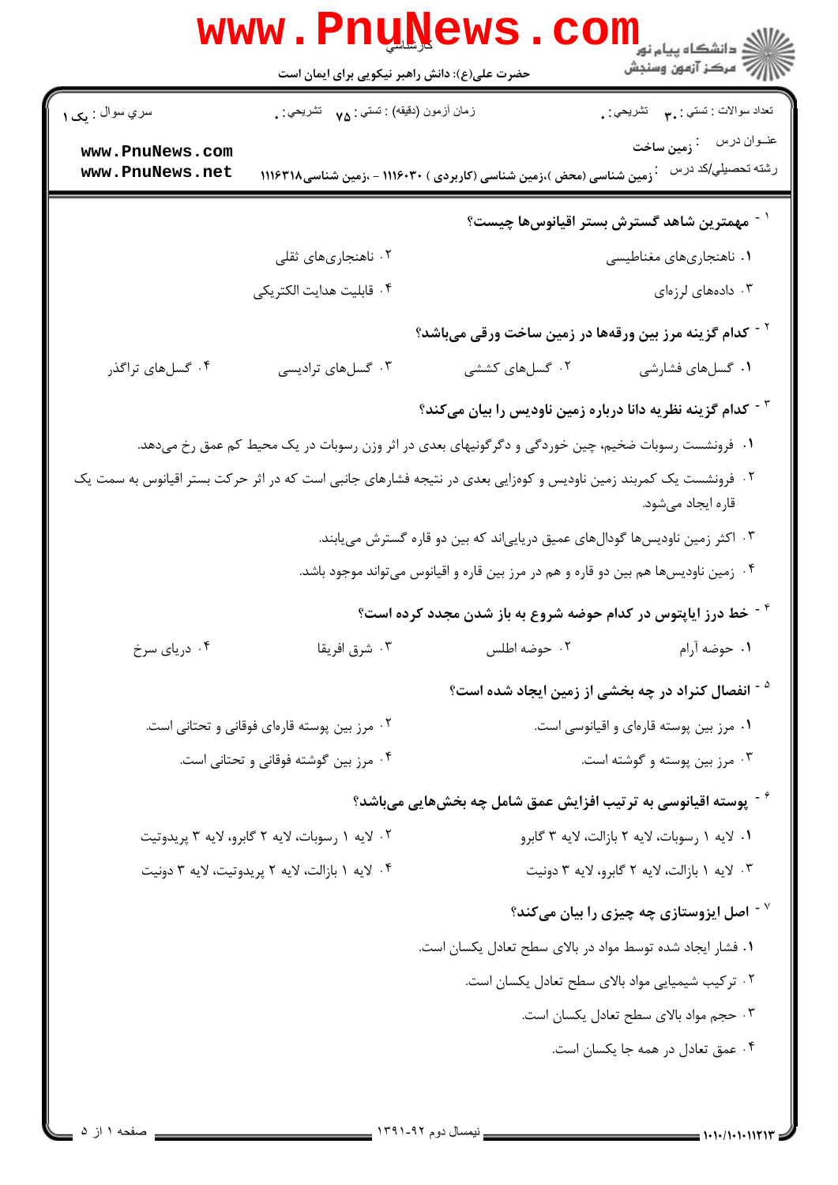کارشناسی

حضرت علی(ع): دانش راهبر نیکویی برای ایمان است

سري سوال : یک ۱

زمان آزمون (دقیقه) : تستی : ۷۵ تشریحی : ۰

تعداد سوالات : تستی : ۳۰ تشریحی : ۰

عنــوان درس : زمین ساخت

رشته تحصیلي/کد درس : زمین شناسی (محض )،زمین شناسی (کاربردی ) ۱۱۱۶۰۳۰ - ،زمین شناسی۱۱۱۶۳۱۸

۱ - **مهمترین شاهد گسترش بستر اقیانوس‌ها چیست؟**

۱. ناهنجاری‌های مغناطیسی

۲. ناهنجاری‌های ثقلی

۳. داده‌های لرزه‌ای

۴. قابلیت هدایت الکتریکی

۲ - **کدام گزینه مرز بین ورقه‌ها در زمین ساخت ورقی می‌باشد؟**

۱. گسل‌های فشارشی

۲. گسل‌های کششی

۳. گسل‌های ترادیسی

۴. گسل‌های تراگذر

۳ - **کدام گزینه نظریه دانا درباره زمین ناودیس را بیان می‌کند؟**

۱. فرونشست رسوبات ضخیم، چین خوردگی و دگرگونیهای بعدی در اثر وزن رسوبات در یک محیط کم عمق رخ می‌دهد.

۲. فرونشست یک کمربند زمین ناودیس و کوه‌زایی بعدی در نتیجه فشارهای جانبی است که در اثر حرکت بستر اقیانوس به سمت یک قاره ایجاد می‌شود.

۳. اکثر زمین ناودیس‌ها گودال‌های عمیق دریایی‌اند که بین دو قاره گسترش می‌یابند.

۴. زمین ناودیس‌ها هم بین دو قاره و هم در مرز بین قاره و اقیانوس می‌تواند موجود باشد.

۴ - **خط درز ایاپتوس در کدام حوضه شروع به باز شدن مجدد کرده است؟**

۱. حوضه آرام

۲. حوضه اطلس

۳. شرق افریقا

۴. دریای سرخ

۵ - **انفصال کنراد در چه بخشی از زمین ایجاد شده است؟**

۱. مرز بین پوسته قاره‌ای و اقیانوسی است.

۲. مرز بین پوسته قاره‌ای فوقانی و تحتانی است.

۳. مرز بین پوسته و گوشته است.

۴. مرز بین گوشته فوقانی و تحتانی است.

۶ - **پوسته اقیانوسی به ترتیب افزایش عمق شامل چه بخش‌هایی می‌باشد؟**

۱. لایه ۱ رسوبات، لایه ۲ بازالت، لایه ۳ گابرو

۲. لایه ۱ رسوبات، لایه ۲ گابرو، لایه ۳ پریدوتیت

۳. لایه ۱ بازالت، لایه ۲ گابرو، لایه ۳ دونیت

۴. لایه ۱ بازالت، لایه ۲ پریدوتیت، لایه ۳ دونیت

۷ - **اصل ایزوستازی چه چیزی را بیان می‌کند؟**

۱. فشار ایجاد شده توسط مواد در بالای سطح تعادل یکسان است.

۲. ترکیب شیمیایی مواد بالای سطح تعادل یکسان است.

۳. حجم مواد بالای سطح تعادل یکسان است.

۴. عمق تعادل در همه جا یکسان است.

نیمسال دوم ۹۲-۱۳۹۱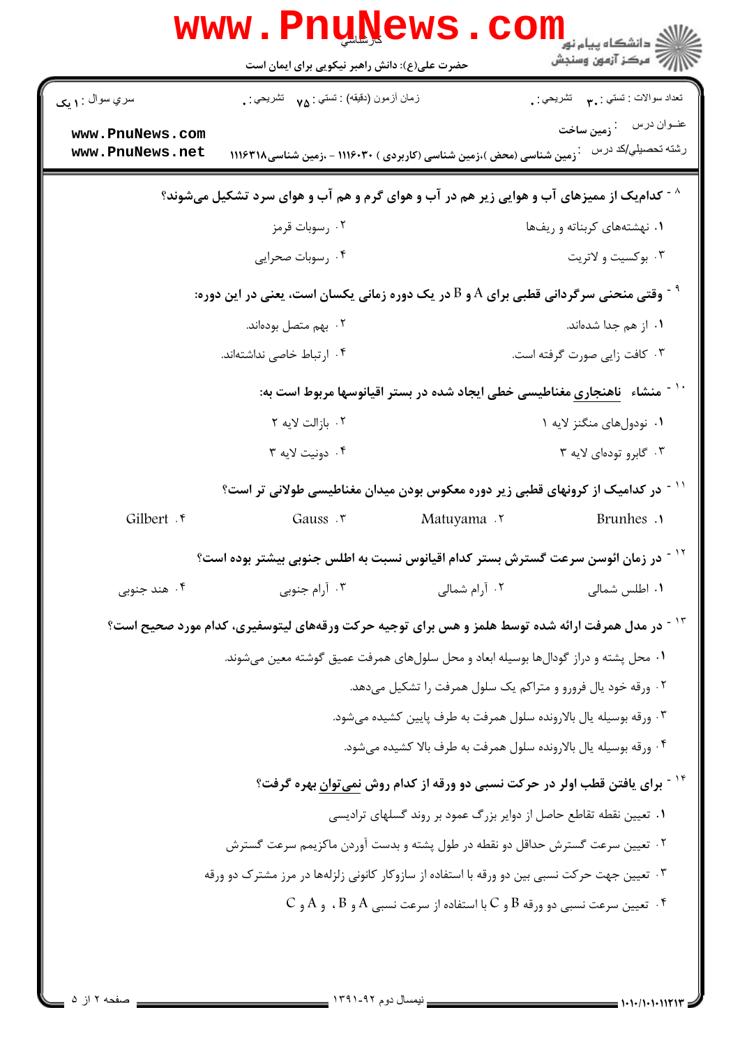۸ - کدام‌یک از ممیزهای آب و هوایی زیر هم در آب و هوای گرم و هم آب و هوای سرد تشکیل می‌شوند؟

۱. نهشته‌های کربناته و ریف‌ها

۲. رسوبات قرمز

۳. بوکسیت و لاتریت

۴. رسوبات صحرایی

۹ - وقتی منحنی سرگردانی قطبی برای A و B در یک دوره زمانی یکسان است، یعنی در این دوره:

۱. از هم جدا شده‌اند.

۲. بهم متصل بوده‌اند.

۳. کافت زایی صورت گرفته است.

۴. ارتباط خاصی نداشته‌اند.

۱۰ - منشاء <u>ناهنجاری</u> مغناطیسی خطی ایجاد شده در بستر اقیانوسها مربوط است به:

۱. نودول‌های منگنز لایه ۱

۲. بازالت لایه ۲

۳. گابرو توده‌ای لایه ۳

۴. دونیت لایه ۳

۱۱ - در کدامیک از کرونهای قطبی زیر دوره معکوس بودن میدان مغناطیسی طولانی تر است؟

۱. Brunhes

۲. Matuyama

۳. Gauss

۴. Gilbert

۱۲ - در زمان ائوسن سرعت گسترش بستر کدام اقیانوس نسبت به اطلس جنوبی بیشتر بوده است؟

۱. اطلس شمالی

۲. آرام شمالی

۳. آرام جنوبی

۴. هند جنوبی

۱۳ - در مدل همرفت ارائه شده توسط هلمز و هس برای توجیه حرکت ورقه‌های لیتوسفیری، کدام مورد صحیح است؟

۱. محل پشته و دراز گودال‌ها بوسیله ابعاد و محل سلول‌های همرفت عمیق گوشته معین می‌شوند.

۲. ورقه خود یال فرورو و متراکم یک سلول همرفت را تشکیل می‌دهد.

۳. ورقه بوسیله یال بالارونده سلول همرفت به طرف پایین کشیده می‌شود.

۴. ورقه بوسیله یال بالارونده سلول همرفت به طرف بالا کشیده می‌شود.

۱۴ - برای یافتن قطب اولر در حرکت نسبی دو ورقه از کدام روش <u>نمی‌توان</u> بهره گرفت؟

۱. تعیین نقطه تقاطع حاصل از دوایر بزرگ عمود بر روند گسلهای ترادیسی

۲. تعیین سرعت گسترش حداقل دو نقطه در طول پشته و بدست آوردن ماکزیمم سرعت گسترش

۳. تعیین جهت حرکت نسبی بین دو ورقه با استفاده از سازوکار کانونی زلزله‌ها در مرز مشترک دو ورقه

۴. تعیین سرعت نسبی دو ورقه B و C با استفاده از سرعت نسبی A و B ، و A و C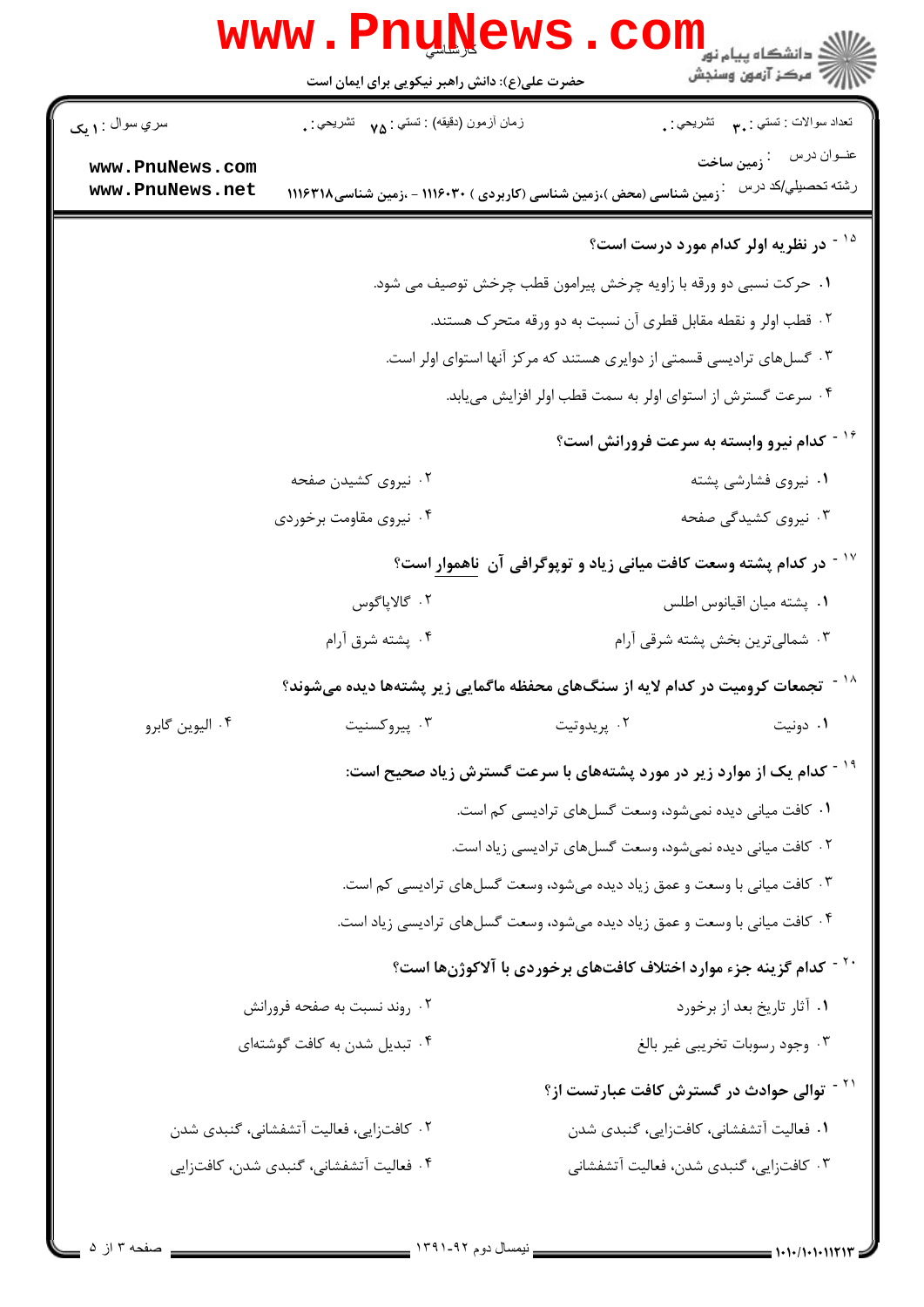۱۵ - در نظریه اولر کدام مورد درست است؟

۱. حرکت نسبی دو ورقه با زاویه چرخش پیرامون قطب چرخش توصیف می شود.

۲. قطب اولر و نقطه مقابل قطری آن نسبت به دو ورقه متحرک هستند.

۳. گسل‌های ترادیسی قسمتی از دوایری هستند که مرکز آنها استوای اولر است.

۴. سرعت گسترش از استوای اولر به سمت قطب اولر افزایش می‌یابد.

۱۶ - کدام نیرو وابسته به سرعت فرورانش است؟

۱. نیروی فشارشی پشته

۲. نیروی کشیدن صفحه

۳. نیروی کشیدگی صفحه

۴. نیروی مقاومت برخوردی

۱۷ - در کدام پشته وسعت کافت میانی زیاد و توپوگرافی آن ناهموار است؟

۱. پشته میان اقیانوس اطلس

۲. گالاپاگوس

۳. شمالی‌ترین بخش پشته شرقی آرام

۴. پشته شرق آرام

۱۸ - تجمعات کرومیت در کدام لایه از سنگ‌های محفظه ماگمایی زیر پشته‌ها دیده می‌شوند؟

۱. دونیت

۲. پریدوتیت

۳. پیروکسنیت

۴. الیوین گابرو

۱۹ - کدام یک از موارد زیر در مورد پشته‌های با سرعت گسترش زیاد صحیح است:

۱. کافت میانی دیده نمی‌شود، وسعت گسل‌های ترادیسی کم است.

۲. کافت میانی دیده نمی‌شود، وسعت گسل‌های ترادیسی زیاد است.

۳. کافت میانی با وسعت و عمق زیاد دیده می‌شود، وسعت گسل‌های ترادیسی کم است.

۴. کافت میانی با وسعت و عمق زیاد دیده می‌شود، وسعت گسل‌های ترادیسی زیاد است.

۲۰ - کدام گزینه جزء موارد اختلاف کافت‌های برخوردی با آلاکوژن‌ها است؟

۱. آثار تاریخ بعد از برخورد

۲. روند نسبت به صفحه فرورانش

۳. وجود رسوبات تخریبی غیر بالغ

۴. تبدیل شدن به کافت گوشته‌ای

۲۱ - توالی حوادث در گسترش کافت عبارتست از؟

۱. فعالیت آتشفشانی، کافت‌زایی، گنبدی شدن

۲. کافت‌زایی، فعالیت آتشفشانی، گنبدی شدن

۳. کافت‌زایی، گنبدی شدن، فعالیت آتشفشانی

۴. فعالیت آتشفشانی، گنبدی شدن، کافت‌زایی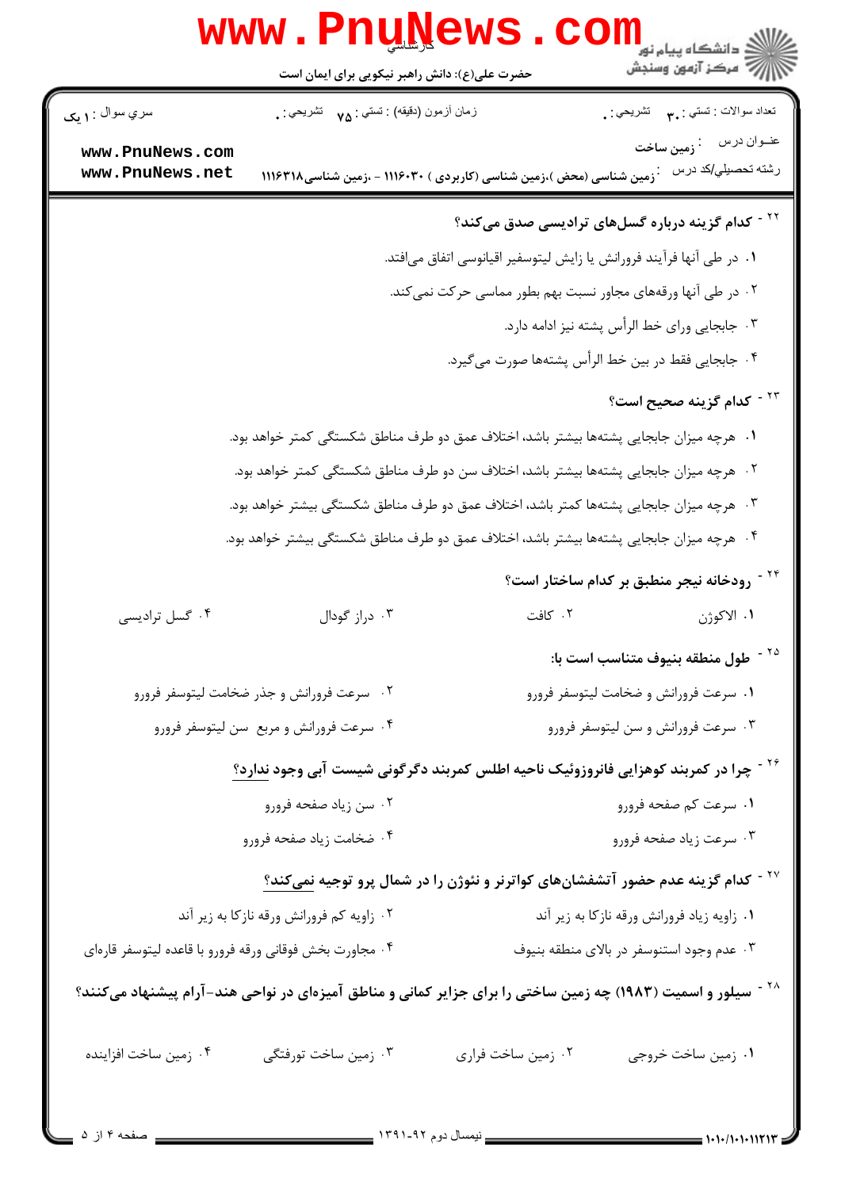۲۲ - **کدام گزینه درباره گسل‌هایترادیسی صدق می‌کند؟**

۱. در طی آنها فرآیند فرورانش یا زایش لیتوسفیر اقیانوسی اتفاق می‌افتد.

۲. در طی آنها ورقه‌های مجاور نسبت بهم بطور مماسی حرکت نمی‌کند.

۳. جابجایی ورای خط الرأس پشته نیز ادامه دارد.

۴. جابجایی فقط در بین خط الرأس پشته‌ها صورت می‌گیرد.

۲۳ - **کدام گزینه صحیح است؟**

۱. هرچه میزان جابجایی پشته‌ها بیشتر باشد، اختلاف عمق دو طرف مناطق شکستگی کمتر خواهد بود.

۲. هرچه میزان جابجایی پشته‌ها بیشتر باشد، اختلاف سن دو طرف مناطق شکستگی کمتر خواهد بود.

۳. هرچه میزان جابجایی پشته‌ها کمتر باشد، اختلاف عمق دو طرف مناطق شکستگی بیشتر خواهد بود.

۴. هرچه میزان جابجایی پشته‌ها بیشتر باشد، اختلاف عمق دو طرف مناطق شکستگی بیشتر خواهد بود.

۲۴ - **رودخانه نیجر منطبق بر کدام ساختار است؟**

۱. الاکوژن

۲. کافت

۳. دراز گودال

۴. گسل ترادیسی

۲۵ - **طول منطقه بنیوف متناسب است با:**

۱. سرعت فرورانش و ضخامت لیتوسفر فرورو

۲. سرعت فرورانش و جذر ضخامت لیتوسفر فرورو

۳. سرعت فرورانش و سن لیتوسفر فرورو

۴. سرعت فرورانش و مربع سن لیتوسفر فرورو

۲۶ - **چرا در کمربند کوهزایی فانروزوئیک ناحیه اطلس کمربند دگرگونی شیست آبی وجود ندارد؟**

۱. سرعت کم صفحه فرورو

۲. سن زیاد صفحه فرورو

۳. سرعت زیاد صفحه فرورو

۴. ضخامت زیاد صفحه فرورو

۲۷ - **کدام گزینه عدم حضور آتشفشان‌های کواترنر و نئوژن را در شمال پرو توجیه نمی‌کند؟**

۱. زاویه زیاد فرورانش ورقه نازکا به زیر آند

۲. زاویه کم فرورانش ورقه نازکا به زیر آند

۳. عدم وجود استنوسفر در بالای منطقه بنیوف

۴. مجاورت بخش فوقانی ورقه فرورو با قاعده لیتوسفر قاره‌ای

۲۸ - **سیلور و اسمیت (۱۹۸۳) چه زمین ساختی را برای جزایر کمانی و مناطق آمیزه‌ای در نواحی هند-آرام پیشنهاد می‌کنند؟**

۱. زمین ساخت خروجی

۲. زمین ساخت فراری

۳. زمین ساخت تورفتگی

۴. زمین ساخت افزاینده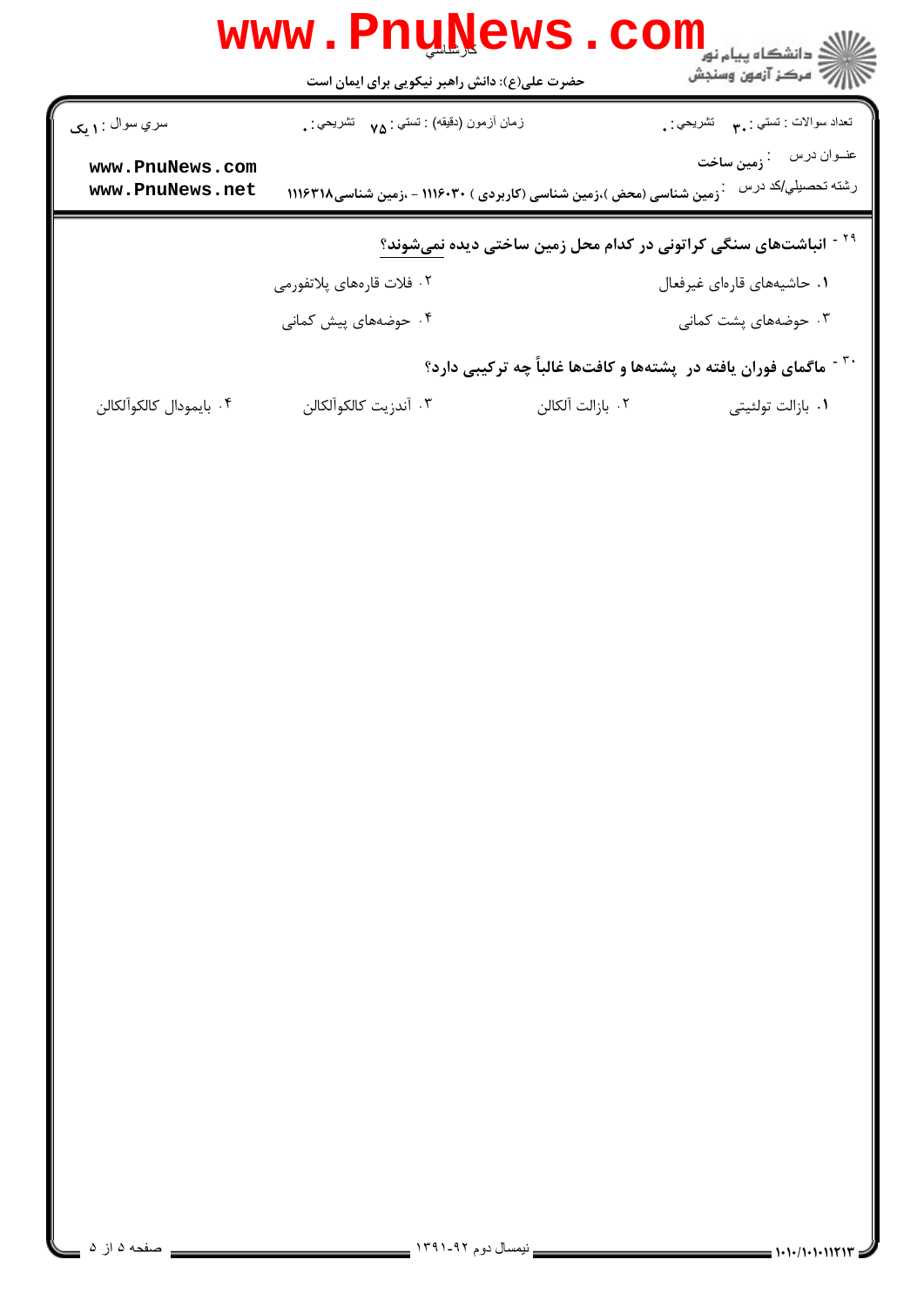۲۹ - **انباشت‌های سنگی کراتونی در کدام محل زمین ساختی دیده نمی‌شوند؟**

۱. حاشیه‌های قاره‌ای غیرفعال

۲. فلات قاره‌های پلاتفورمی

۳. حوضه‌های پشت کمانی

۴. حوضه‌های پیش کمانی

۳۰ - **ماگمای فوران یافته در پشته‌ها و کافت‌ها غالباً چه ترکیبی دارد؟**

۱. بازالت تولئیتی

۲. بازالت آلکالن

۳. آندزیت کالکوآلکالن

۴. بایمودال کالکوآلکالن